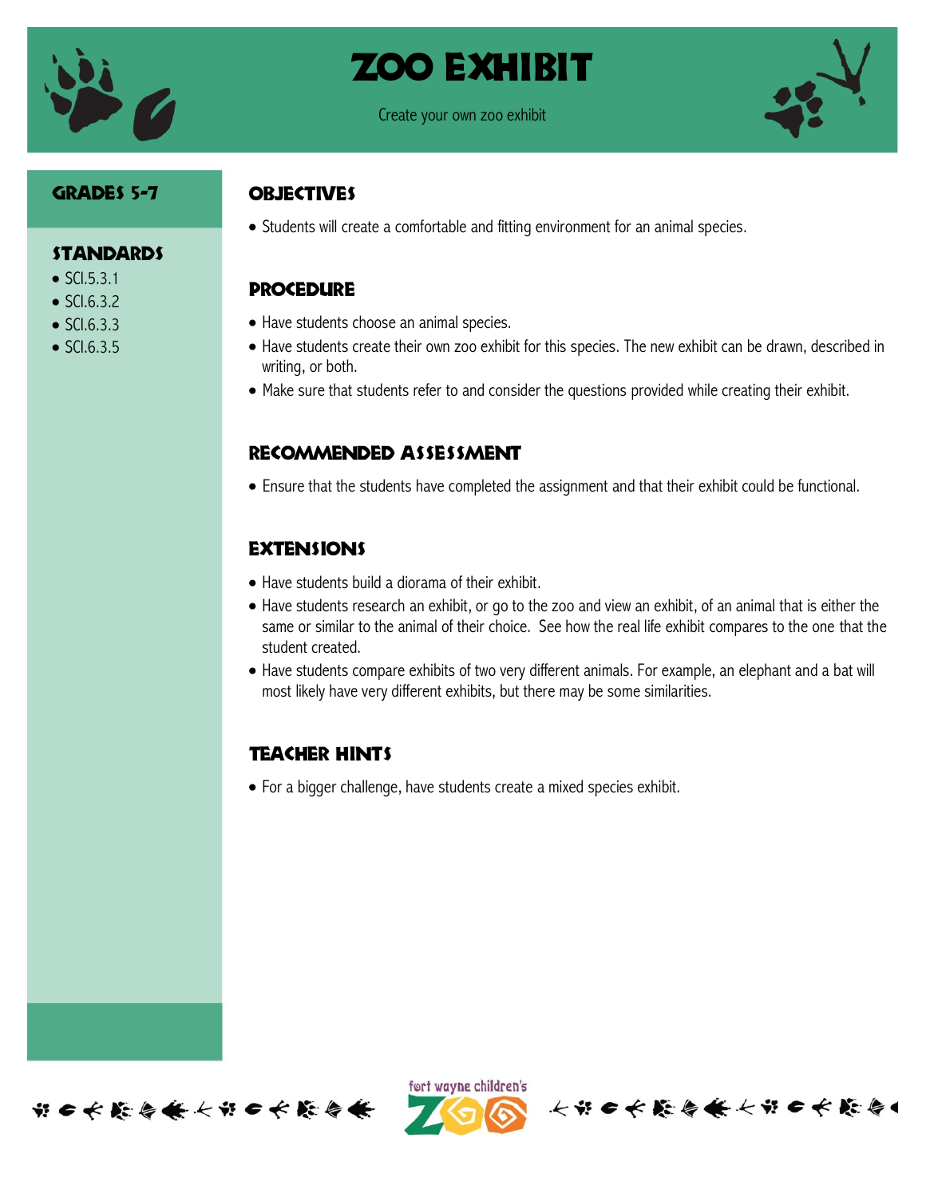# ZOO EXHIBIT

Create your own zoo exhibit

## GRADES 5-7

## STANDARDS

- SCI.5.3.1
- SCI.6.3.2
- SCI.6.3.3
- SCI.6.3.5

## OBJECTIVES

- Students will create a comfortable and fitting environment for an animal species.

## PROCEDURE

- Have students choose an animal species.
- Have students create their own zoo exhibit for this species. The new exhibit can be drawn, described in writing, or both.
- Make sure that students refer to and consider the questions provided while creating their exhibit.

## RECOMMENDED ASSESSMENT

- Ensure that the students have completed the assignment and that their exhibit could be functional.

## EXTENSIONS

- Have students build a diorama of their exhibit.
- Have students research an exhibit, or go to the zoo and view an exhibit, of an animal that is either the same or similar to the animal of their choice. See how the real life exhibit compares to the one that the student created.
- Have students compare exhibits of two very different animals. For example, an elephant and a bat will most likely have very different exhibits, but there may be some similarities.

## TEACHER HINTS

- For a bigger challenge, have students create a mixed species exhibit.

fort wayne children's ZOO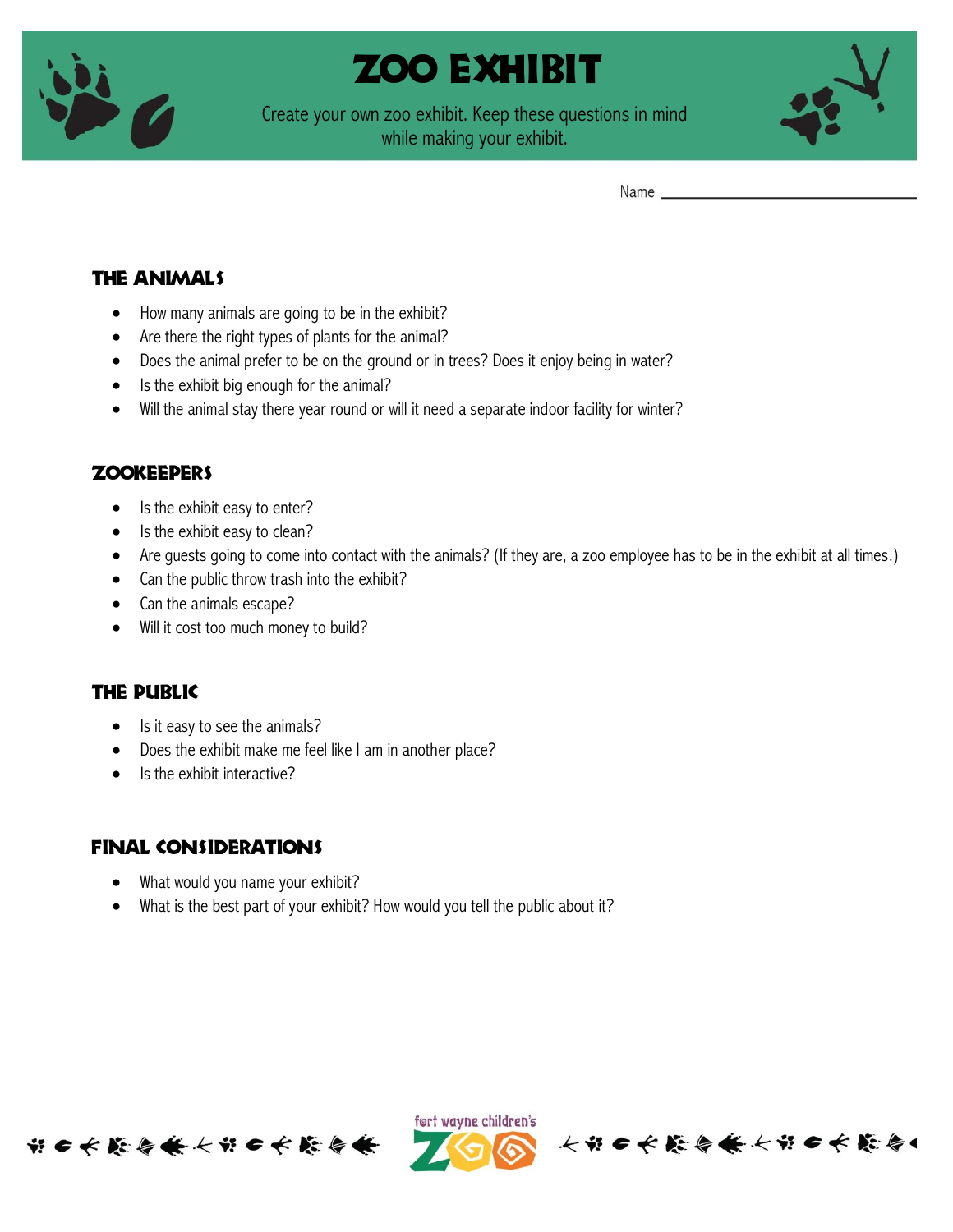# ZOO EXHIBIT

Create your own zoo exhibit. Keep these questions in mind while making your exhibit.

Name ______________________________

## THE ANIMALS

- How many animals are going to be in the exhibit?
- Are there the right types of plants for the animal?
- Does the animal prefer to be on the ground or in trees? Does it enjoy being in water?
- Is the exhibit big enough for the animal?
- Will the animal stay there year round or will it need a separate indoor facility for winter?

## ZOOKEEPERS

- Is the exhibit easy to enter?
- Is the exhibit easy to clean?
- Are guests going to come into contact with the animals? (If they are, a zoo employee has to be in the exhibit at all times.)
- Can the public throw trash into the exhibit?
- Can the animals escape?
- Will it cost too much money to build?

## THE PUBLIC

- Is it easy to see the animals?
- Does the exhibit make me feel like I am in another place?
- Is the exhibit interactive?

## FINAL CONSIDERATIONS

- What would you name your exhibit?
- What is the best part of your exhibit? How would you tell the public about it?

fort wayne children's ZOO